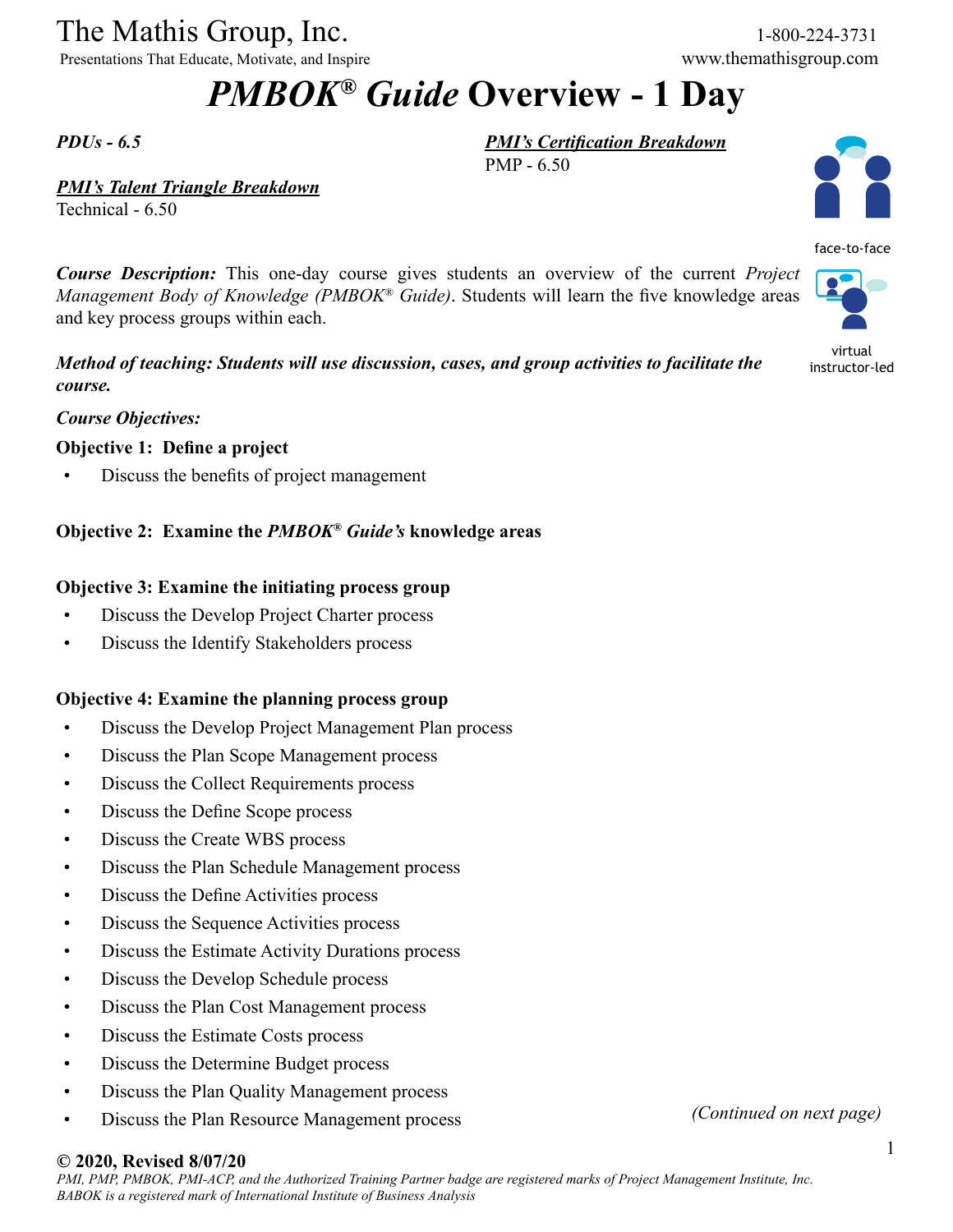The Mathis Group, Inc.
Presentations That Educate, Motivate, and Inspire

1-800-224-3731
www.themathisgroup.com

# *PMBOK® Guide* Overview - 1 Day

***PDUs - 6.5***

***PMI's Certification Breakdown***
PMP - 6.50

***PMI's Talent Triangle Breakdown***
Technical - 6.50

face-to-face

virtual instructor-led

***Course Description:*** This one-day course gives students an overview of the current *Project Management Body of Knowledge (PMBOK® Guide)*. Students will learn the five knowledge areas and key process groups within each.

***Method of teaching: Students will use discussion, cases, and group activities to facilitate the course.***

***Course Objectives:***

**Objective 1: Define a project**

- Discuss the benefits of project management

**Objective 2: Examine the *PMBOK® Guide's* knowledge areas**

**Objective 3: Examine the initiating process group**

- Discuss the Develop Project Charter process
- Discuss the Identify Stakeholders process

**Objective 4: Examine the planning process group**

- Discuss the Develop Project Management Plan process
- Discuss the Plan Scope Management process
- Discuss the Collect Requirements process
- Discuss the Define Scope process
- Discuss the Create WBS process
- Discuss the Plan Schedule Management process
- Discuss the Define Activities process
- Discuss the Sequence Activities process
- Discuss the Estimate Activity Durations process
- Discuss the Develop Schedule process
- Discuss the Plan Cost Management process
- Discuss the Estimate Costs process
- Discuss the Determine Budget process
- Discuss the Plan Quality Management process
- Discuss the Plan Resource Management process

*(Continued on next page)*

**© 2020, Revised 8/07/20**

*PMI, PMP, PMBOK, PMI-ACP, and the Authorized Training Partner badge are registered marks of Project Management Institute, Inc. BABOK is a registered mark of International Institute of Business Analysis*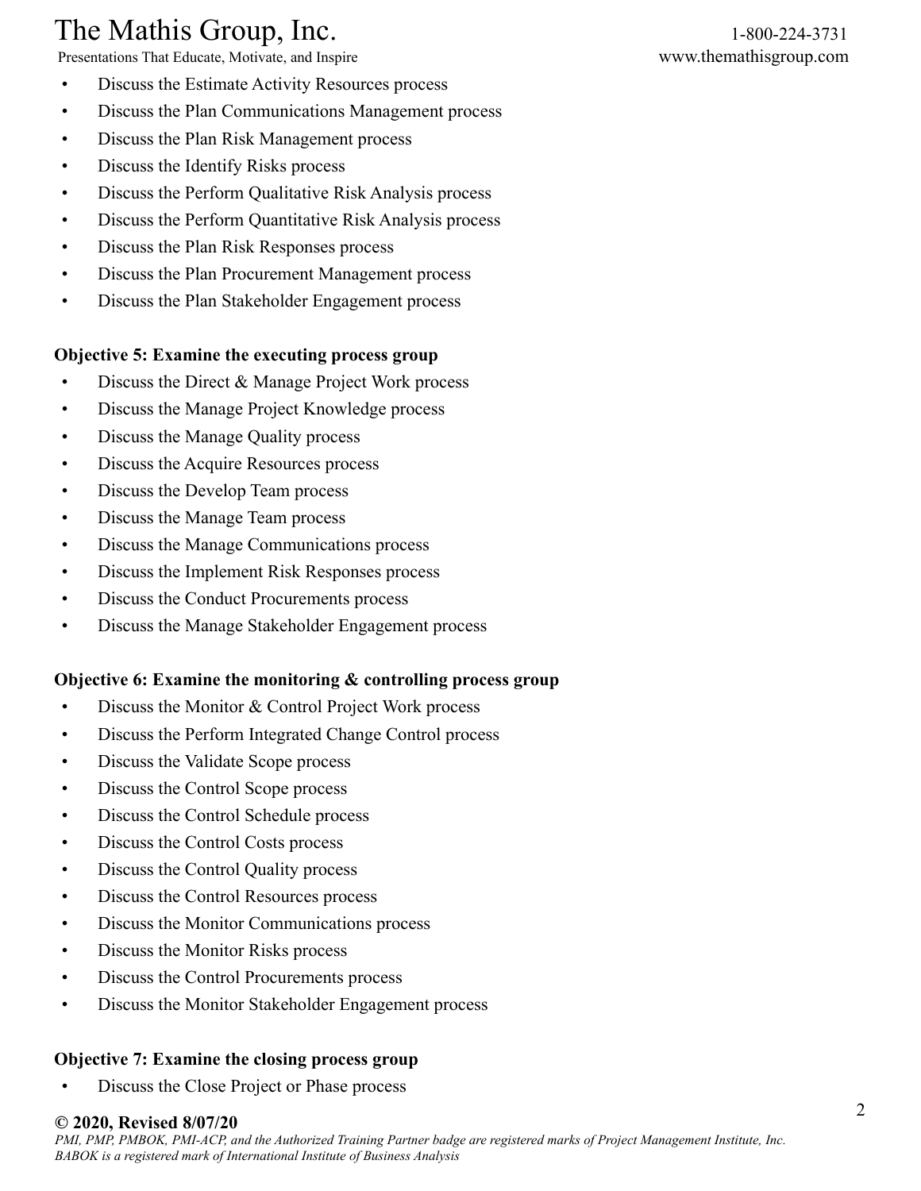- Discuss the Estimate Activity Resources process
- Discuss the Plan Communications Management process
- Discuss the Plan Risk Management process
- Discuss the Identify Risks process
- Discuss the Perform Qualitative Risk Analysis process
- Discuss the Perform Quantitative Risk Analysis process
- Discuss the Plan Risk Responses process
- Discuss the Plan Procurement Management process
- Discuss the Plan Stakeholder Engagement process

**Objective 5: Examine the executing process group**

- Discuss the Direct & Manage Project Work process
- Discuss the Manage Project Knowledge process
- Discuss the Manage Quality process
- Discuss the Acquire Resources process
- Discuss the Develop Team process
- Discuss the Manage Team process
- Discuss the Manage Communications process
- Discuss the Implement Risk Responses process
- Discuss the Conduct Procurements process
- Discuss the Manage Stakeholder Engagement process

**Objective 6: Examine the monitoring & controlling process group**

- Discuss the Monitor & Control Project Work process
- Discuss the Perform Integrated Change Control process
- Discuss the Validate Scope process
- Discuss the Control Scope process
- Discuss the Control Schedule process
- Discuss the Control Costs process
- Discuss the Control Quality process
- Discuss the Control Resources process
- Discuss the Monitor Communications process
- Discuss the Monitor Risks process
- Discuss the Control Procurements process
- Discuss the Monitor Stakeholder Engagement process

**Objective 7: Examine the closing process group**

- Discuss the Close Project or Phase process